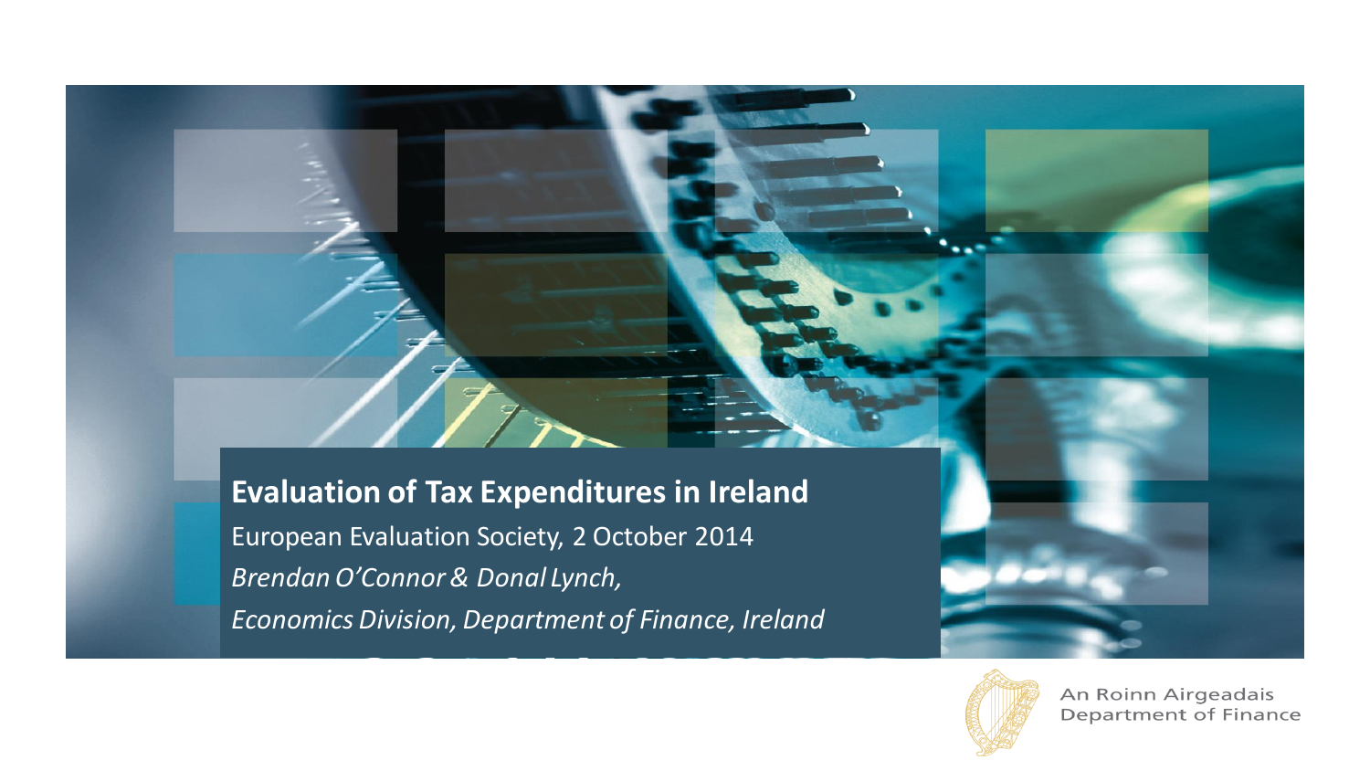# Evaluation of Tax Expenditures in Ireland

European Evaluation Society, 2 October 2014

*Brendan O'Connor & Donal Lynch,*

*Economics Division, Department of Finance, Ireland*

An Roinn Airgeadais
Department of Finance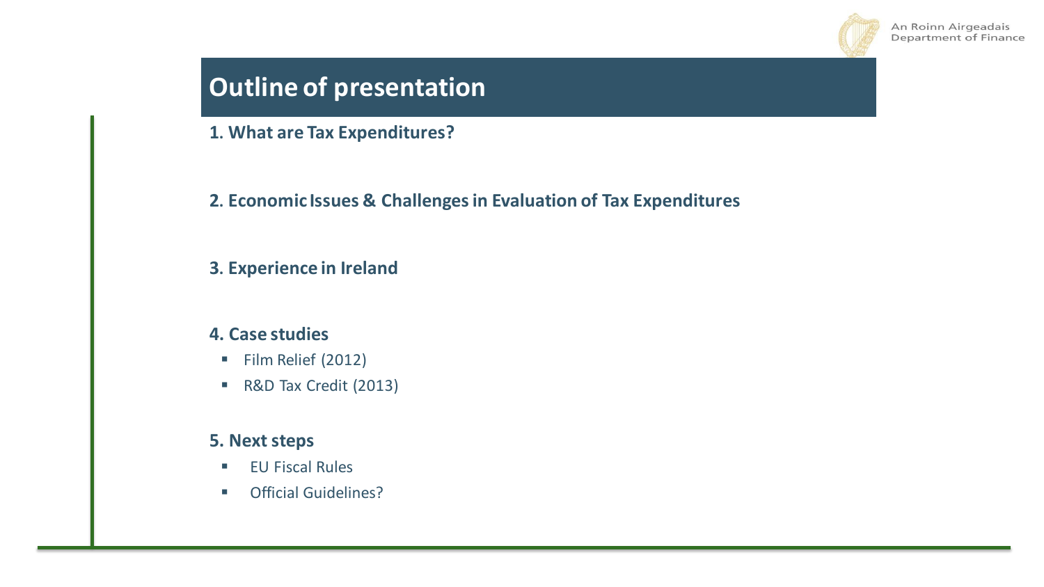# Outline of presentation

**1. What are Tax Expenditures?**

**2. Economic Issues & Challenges in Evaluation of Tax Expenditures**

**3. Experience in Ireland**

**4. Case studies**

- Film Relief (2012)
- R&D Tax Credit (2013)

**5. Next steps**

- EU Fiscal Rules
- Official Guidelines?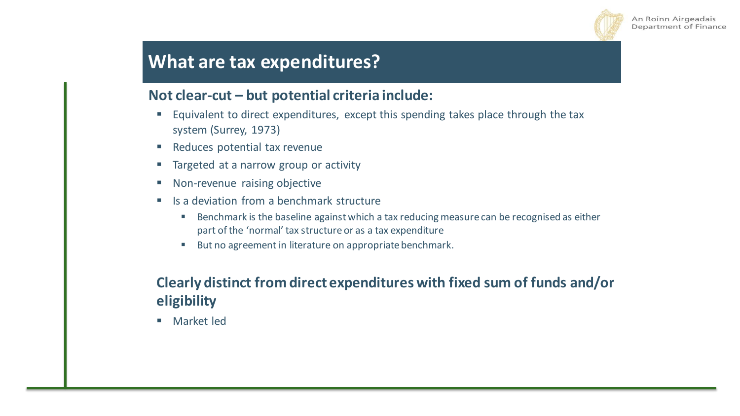# What are tax expenditures?

## Not clear-cut – but potential criteria include:

- Equivalent to direct expenditures, except this spending takes place through the tax system (Surrey, 1973)
- Reduces potential tax revenue
- Targeted at a narrow group or activity
- Non-revenue raising objective
- Is a deviation from a benchmark structure
  - Benchmark is the baseline against which a tax reducing measure can be recognised as either part of the 'normal' tax structure or as a tax expenditure
  - But no agreement in literature on appropriate benchmark.

## Clearly distinct from direct expenditures with fixed sum of funds and/or eligibility

- Market led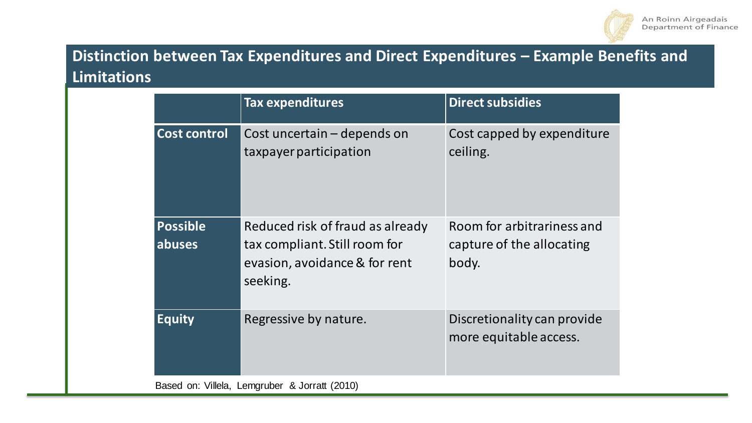## Distinction between Tax Expenditures and Direct Expenditures – Example Benefits and Limitations

| | Tax expenditures | Direct subsidies |
|---|---|---|
| **Cost control** | Cost uncertain – depends on taxpayer participation | Cost capped by expenditure ceiling. |
| **Possible abuses** | Reduced risk of fraud as already tax compliant. Still room for evasion, avoidance & for rent seeking. | Room for arbitrariness and capture of the allocating body. |
| **Equity** | Regressive by nature. | Discretionality can provide more equitable access. |

Based on: Villela, Lemgruber & Jorratt (2010)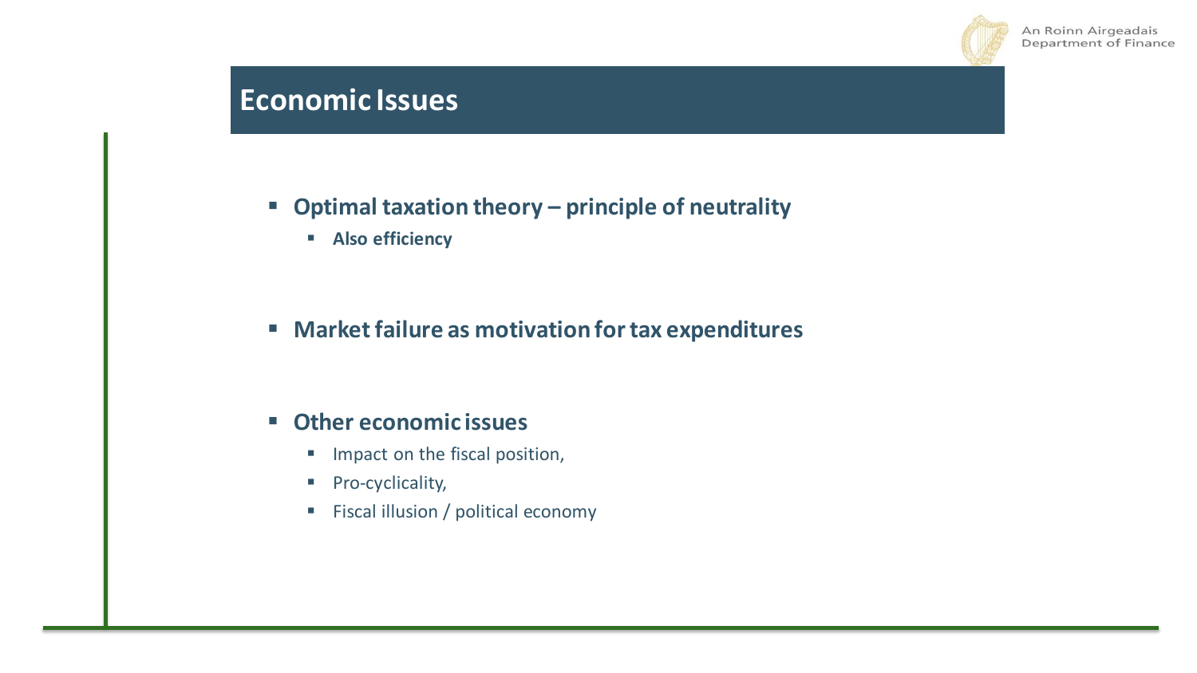## Economic Issues

- **Optimal taxation theory – principle of neutrality**
  - **Also efficiency**

- **Market failure as motivation for tax expenditures**

- **Other economic issues**
  - Impact on the fiscal position,
  - Pro-cyclicality,
  - Fiscal illusion / political economy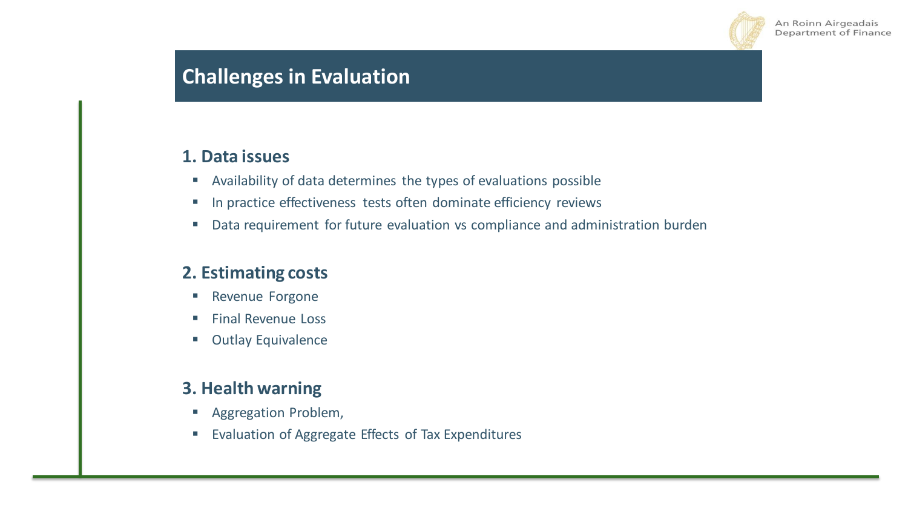## Challenges in Evaluation

### 1. Data issues

- Availability of data determines the types of evaluations possible
- In practice effectiveness tests often dominate efficiency reviews
- Data requirement for future evaluation vs compliance and administration burden

### 2. Estimating costs

- Revenue Forgone
- Final Revenue Loss
- Outlay Equivalence

### 3. Health warning

- Aggregation Problem,
- Evaluation of Aggregate Effects of Tax Expenditures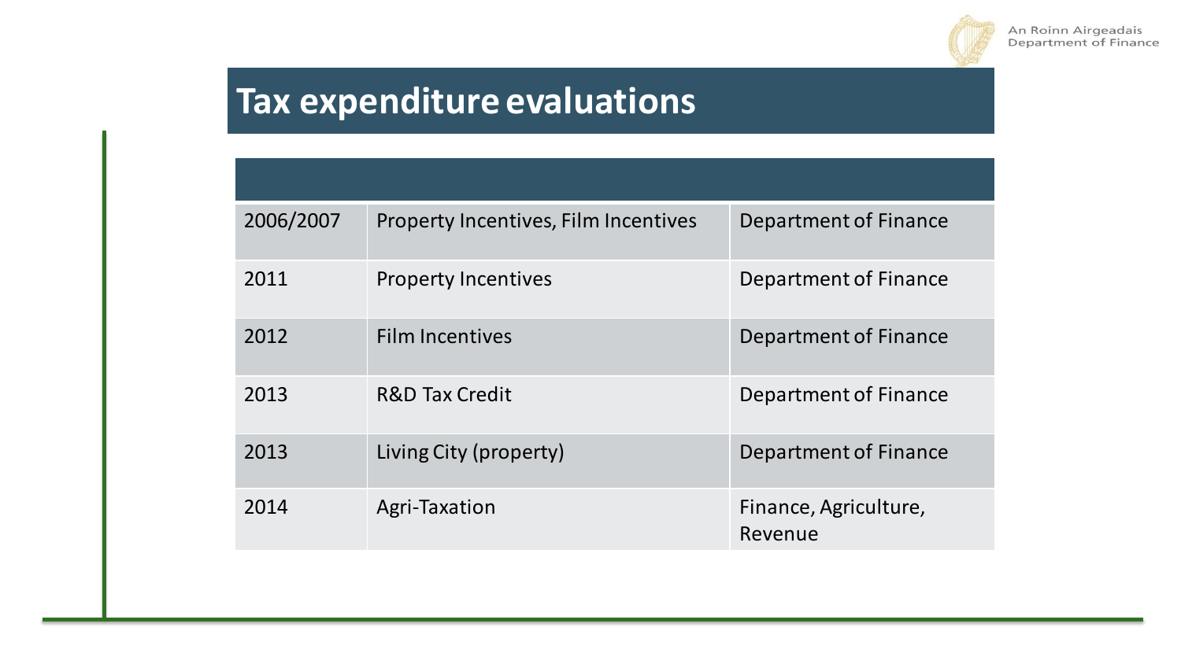# Tax expenditure evaluations

| | | |
|---|---|---|
| 2006/2007 | Property Incentives, Film Incentives | Department of Finance |
| 2011 | Property Incentives | Department of Finance |
| 2012 | Film Incentives | Department of Finance |
| 2013 | R&D Tax Credit | Department of Finance |
| 2013 | Living City (property) | Department of Finance |
| 2014 | Agri-Taxation | Finance, Agriculture, Revenue |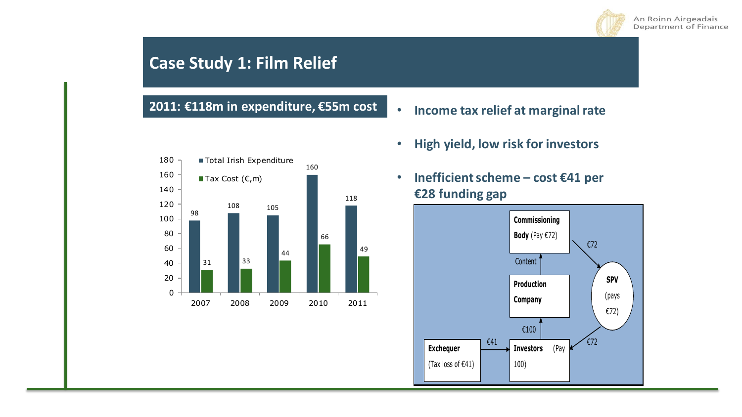# Case Study 1: Film Relief

## 2011: €118m in expenditure, €55m cost

| Year | Total Irish Expenditure | Tax Cost (€,m) |
|---|---|---|
| 2007 | 98 | 31 |
| 2008 | 108 | 33 |
| 2009 | 105 | 44 |
| 2010 | 160 | 66 |
| 2011 | 118 | 49 |

- **Income tax relief at marginal rate**
- **High yield, low risk for investors**
- **Inefficient scheme – cost €41 per €28 funding gap**

**Commissioning Body** (Pay €72)

Content

**Production Company**

€100

**Investors** (Pay 100)

**Exchequer** (Tax loss of €41)

€41

€72

**SPV** (pays €72)

€72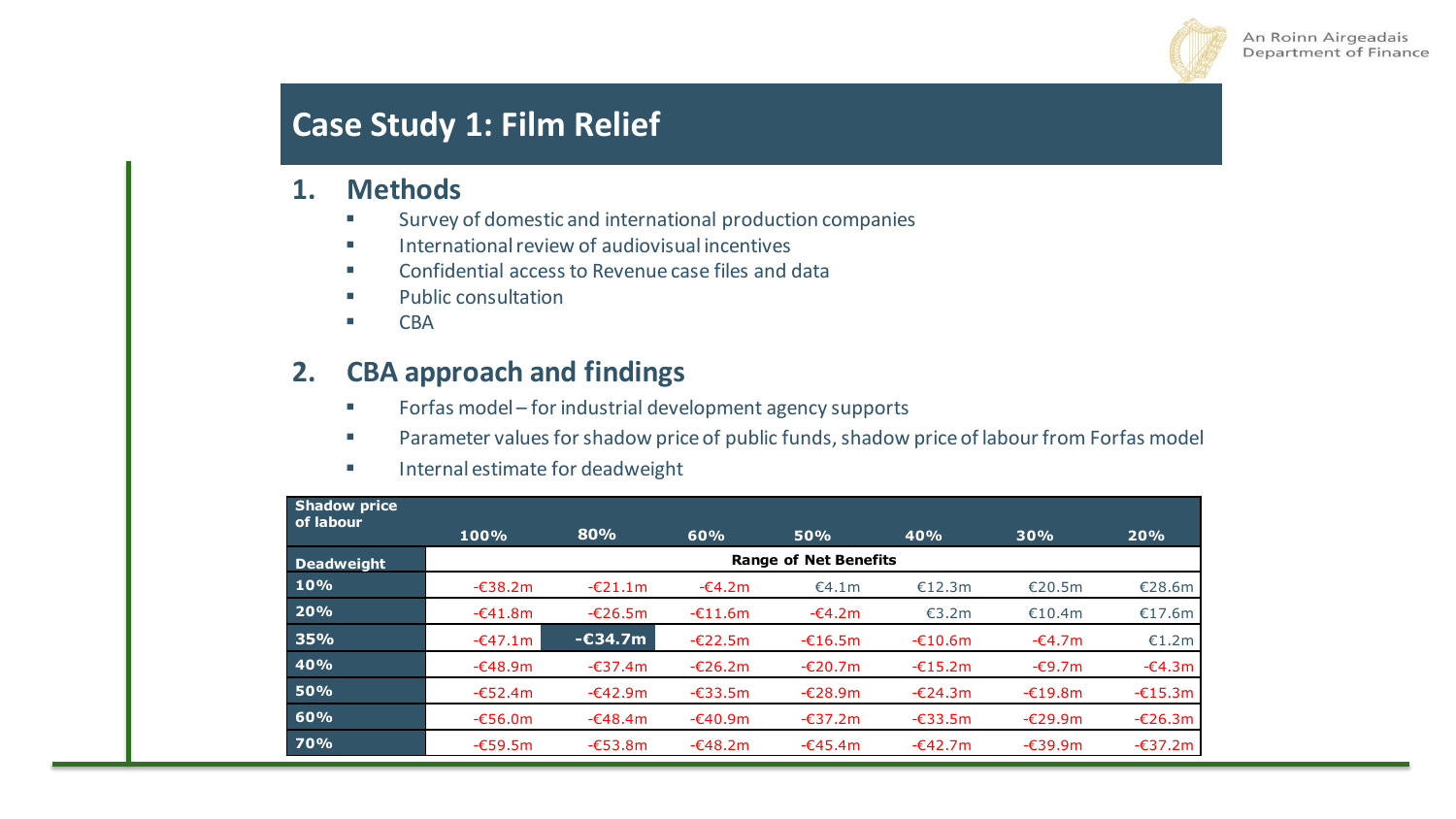# Case Study 1: Film Relief

## 1. Methods

- Survey of domestic and international production companies
- International review of audiovisual incentives
- Confidential access to Revenue case files and data
- Public consultation
- CBA

## 2. CBA approach and findings

- Forfas model – for industrial development agency supports
- Parameter values for shadow price of public funds, shadow price of labour from Forfas model
- Internal estimate for deadweight

| Shadow price of labour | 100% | 80% | 60% | 50% | 40% | 30% | 20% |
|---|---|---|---|---|---|---|---|
| **Deadweight** | **Range of Net Benefits** | | | | | | |
| **10%** | -€38.2m | -€21.1m | -€4.2m | €4.1m | €12.3m | €20.5m | €28.6m |
| **20%** | -€41.8m | -€26.5m | -€11.6m | -€4.2m | €3.2m | €10.4m | €17.6m |
| **35%** | -€47.1m | **-€34.7m** | -€22.5m | -€16.5m | -€10.6m | -€4.7m | €1.2m |
| **40%** | -€48.9m | -€37.4m | -€26.2m | -€20.7m | -€15.2m | -€9.7m | -€4.3m |
| **50%** | -€52.4m | -€42.9m | -€33.5m | -€28.9m | -€24.3m | -€19.8m | -€15.3m |
| **60%** | -€56.0m | -€48.4m | -€40.9m | -€37.2m | -€33.5m | -€29.9m | -€26.3m |
| **70%** | -€59.5m | -€53.8m | -€48.2m | -€45.4m | -€42.7m | -€39.9m | -€37.2m |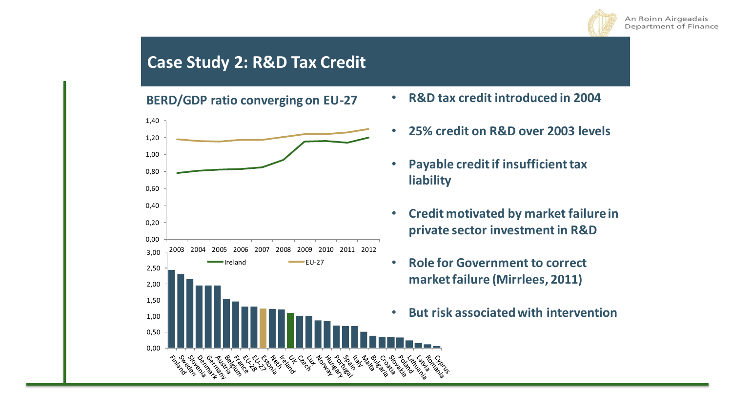## Case Study 2: R&D Tax Credit

**BERD/GDP ratio converging on EU-27**

- **R&D tax credit introduced in 2004**
- **25% credit on R&D over 2003 levels**
- **Payable credit if insufficient tax liability**
- **Credit motivated by market failure in private sector investment in R&D**
- **Role for Government to correct market failure (Mirrlees, 2011)**
- **But risk associated with intervention**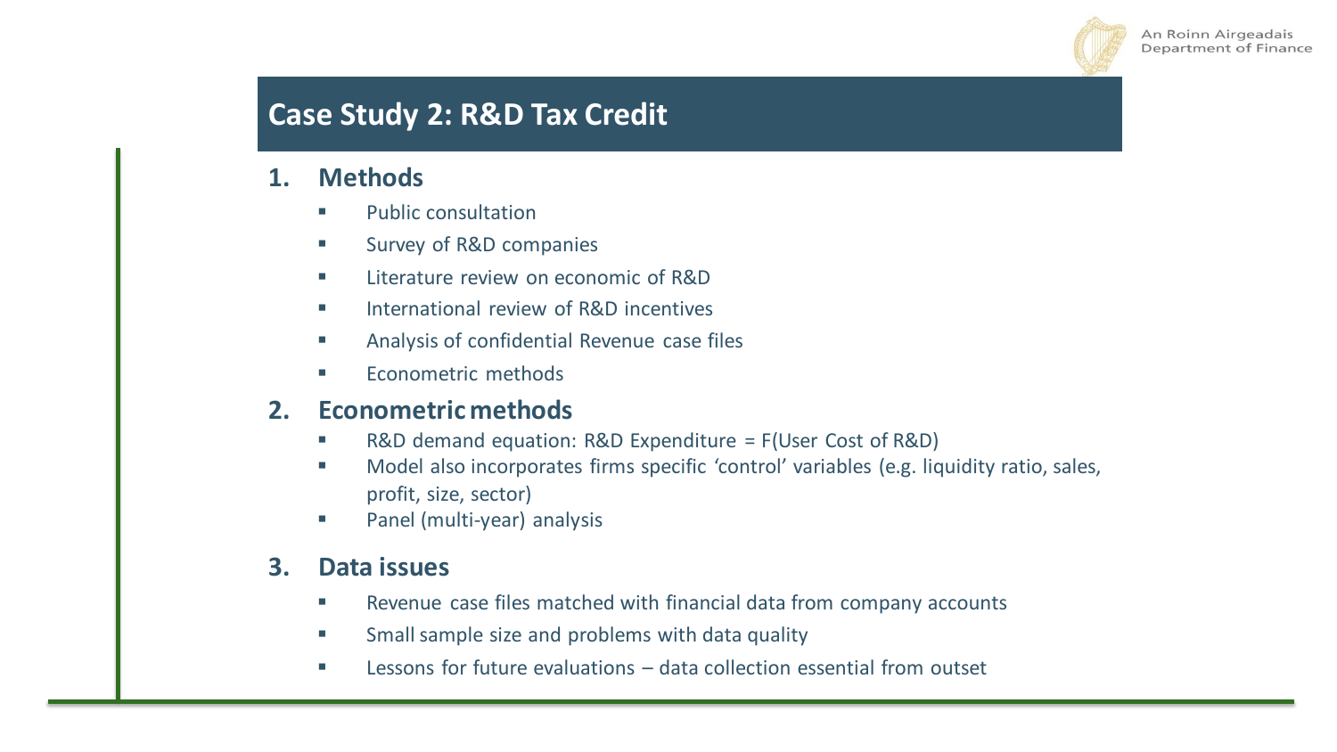# Case Study 2: R&D Tax Credit

## 1. Methods

- Public consultation
- Survey of R&D companies
- Literature review on economic of R&D
- International review of R&D incentives
- Analysis of confidential Revenue case files
- Econometric methods

## 2. Econometric methods

- R&D demand equation: R&D Expenditure = F(User Cost of R&D)
- Model also incorporates firms specific 'control' variables (e.g. liquidity ratio, sales, profit, size, sector)
- Panel (multi-year) analysis

## 3. Data issues

- Revenue case files matched with financial data from company accounts
- Small sample size and problems with data quality
- Lessons for future evaluations – data collection essential from outset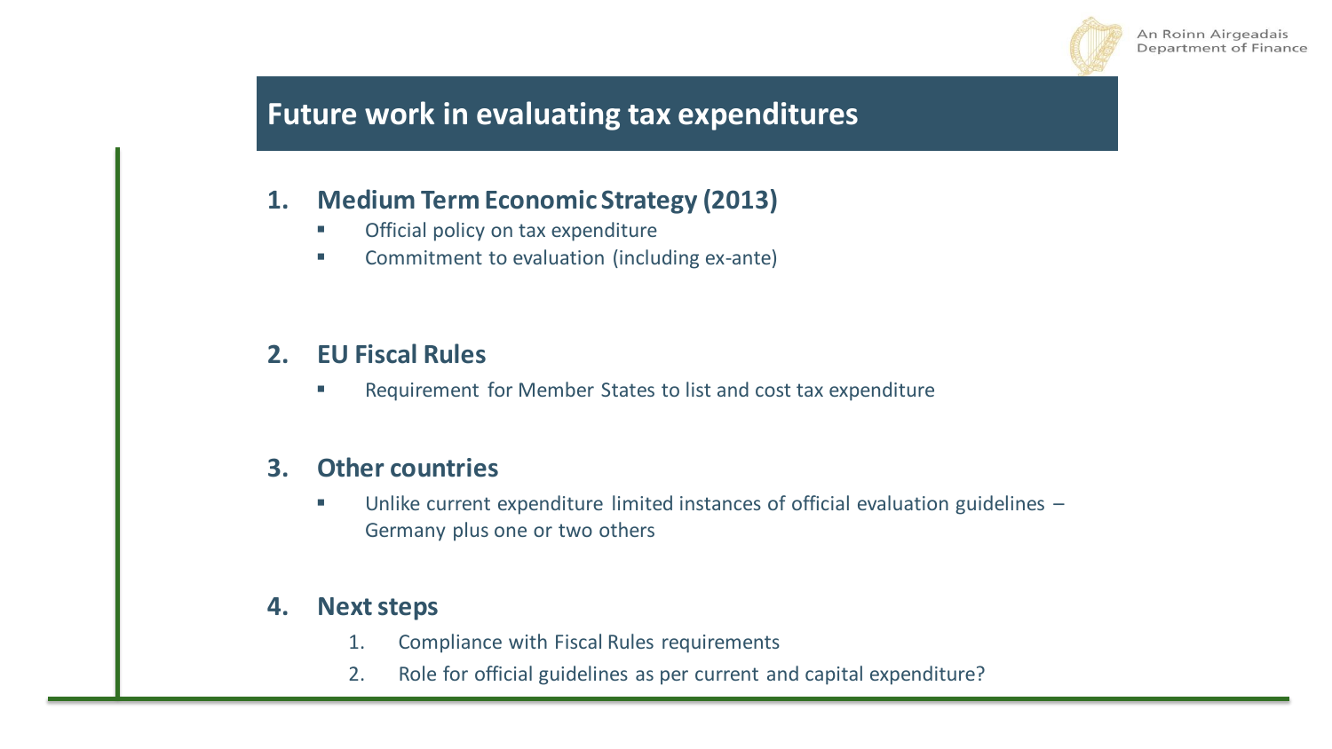## Future work in evaluating tax expenditures

1. **Medium Term Economic Strategy (2013)**
   - Official policy on tax expenditure
   - Commitment to evaluation (including ex-ante)

2. **EU Fiscal Rules**
   - Requirement for Member States to list and cost tax expenditure

3. **Other countries**
   - Unlike current expenditure limited instances of official evaluation guidelines – Germany plus one or two others

4. **Next steps**
   1. Compliance with Fiscal Rules requirements
   2. Role for official guidelines as per current and capital expenditure?